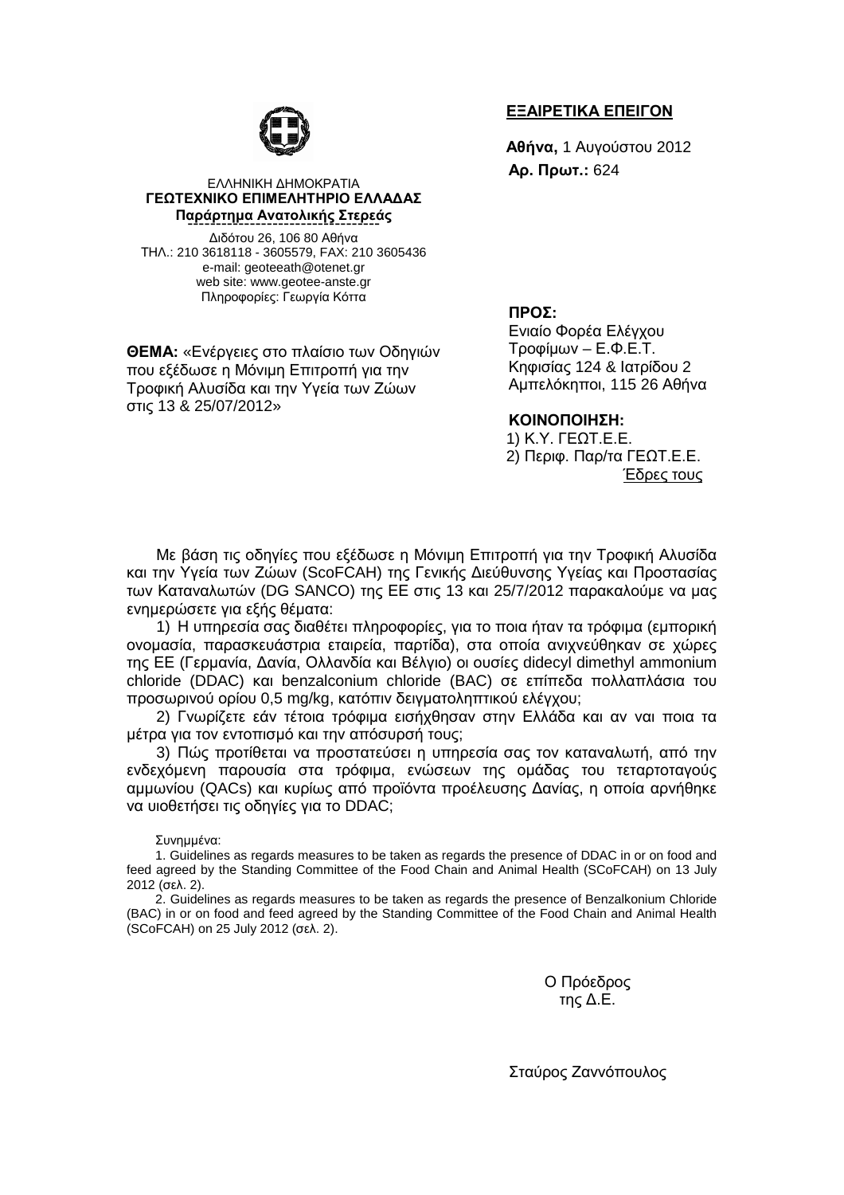**ΕΞΑΙΡΕΤΙΚΑ ΕΠΕΙΓΟΝ**

**Αθήνα,** 1 Αυγούστου 2012
**Αρ. Πρωτ.:** 624

ΕΛΛΗΝΙΚΗ ΔΗΜΟΚΡΑΤΙΑ
**ΓΕΩΤΕΧΝΙΚΟ ΕΠΙΜΕΛΗΤΗΡΙΟ ΕΛΛΑΔΑΣ**
**Παράρτημα Ανατολικής Στερεάς**

Διδότου 26, 106 80 Αθήνα
ΤΗΛ.: 210 3618118 - 3605579, FAX: 210 3605436
e-mail: geoteeath@otenet.gr
web site: www.geotee-anste.gr
Πληροφορίες: Γεωργία Κόττα

**ΠΡΟΣ:**
Ενιαίο Φορέα Ελέγχου
Τροφίμων – Ε.Φ.Ε.Τ.
Κηφισίας 124 & Ιατρίδου 2
Αμπελόκηποι, 115 26 Αθήνα

**ΚΟΙΝΟΠΟΙΗΣΗ:**
1) Κ.Υ. ΓΕΩΤ.Ε.Ε.
2) Περιφ. Παρ/τα ΓΕΩΤ.Ε.Ε.
Έδρες τους

**ΘΕΜΑ:** «Ενέργειες στο πλαίσιο των Οδηγιών που εξέδωσε η Μόνιμη Επιτροπή για την Τροφική Αλυσίδα και την Υγεία των Ζώων στις 13 & 25/07/2012»

Με βάση τις οδηγίες που εξέδωσε η Μόνιμη Επιτροπή για την Τροφική Αλυσίδα και την Υγεία των Ζώων (ScoFCAH) της Γενικής Διεύθυνσης Υγείας και Προστασίας των Καταναλωτών (DG SANCO) της ΕΕ στις 13 και 25/7/2012 παρακαλούμε να μας ενημερώσετε για εξής θέματα:

1) Η υπηρεσία σας διαθέτει πληροφορίες, για το ποια ήταν τα τρόφιμα (εμπορική ονομασία, παρασκευάστρια εταιρεία, παρτίδα), στα οποία ανιχνεύθηκαν σε χώρες της ΕΕ (Γερμανία, Δανία, Ολλανδία και Βέλγιο) οι ουσίες didecyl dimethyl ammonium chloride (DDAC) και benzalconium chloride (BAC) σε επίπεδα πολλαπλάσια του προσωρινού ορίου 0,5 mg/kg, κατόπιν δειγματοληπτικού ελέγχου;

2) Γνωρίζετε εάν τέτοια τρόφιμα εισήχθησαν στην Ελλάδα και αν ναι ποια τα μέτρα για τον εντοπισμό και την απόσυρσή τους;

3) Πώς προτίθεται να προστατεύσει η υπηρεσία σας τον καταναλωτή, από την ενδεχόμενη παρουσία στα τρόφιμα, ενώσεων της ομάδας του τεταρτοταγούς αμμωνίου (QACs) και κυρίως από προϊόντα προέλευσης Δανίας, η οποία αρνήθηκε να υιοθετήσει τις οδηγίες για το DDAC;

Συνημμένα:

1. Guidelines as regards measures to be taken as regards the presence of DDAC in or on food and feed agreed by the Standing Committee of the Food Chain and Animal Health (SCoFCAH) on 13 July 2012 (σελ. 2).

2. Guidelines as regards measures to be taken as regards the presence of Benzalkonium Chloride (BAC) in or on food and feed agreed by the Standing Committee of the Food Chain and Animal Health (SCoFCAH) on 25 July 2012 (σελ. 2).

Ο Πρόεδρος
της Δ.Ε.

Σταύρος Ζαννόπουλος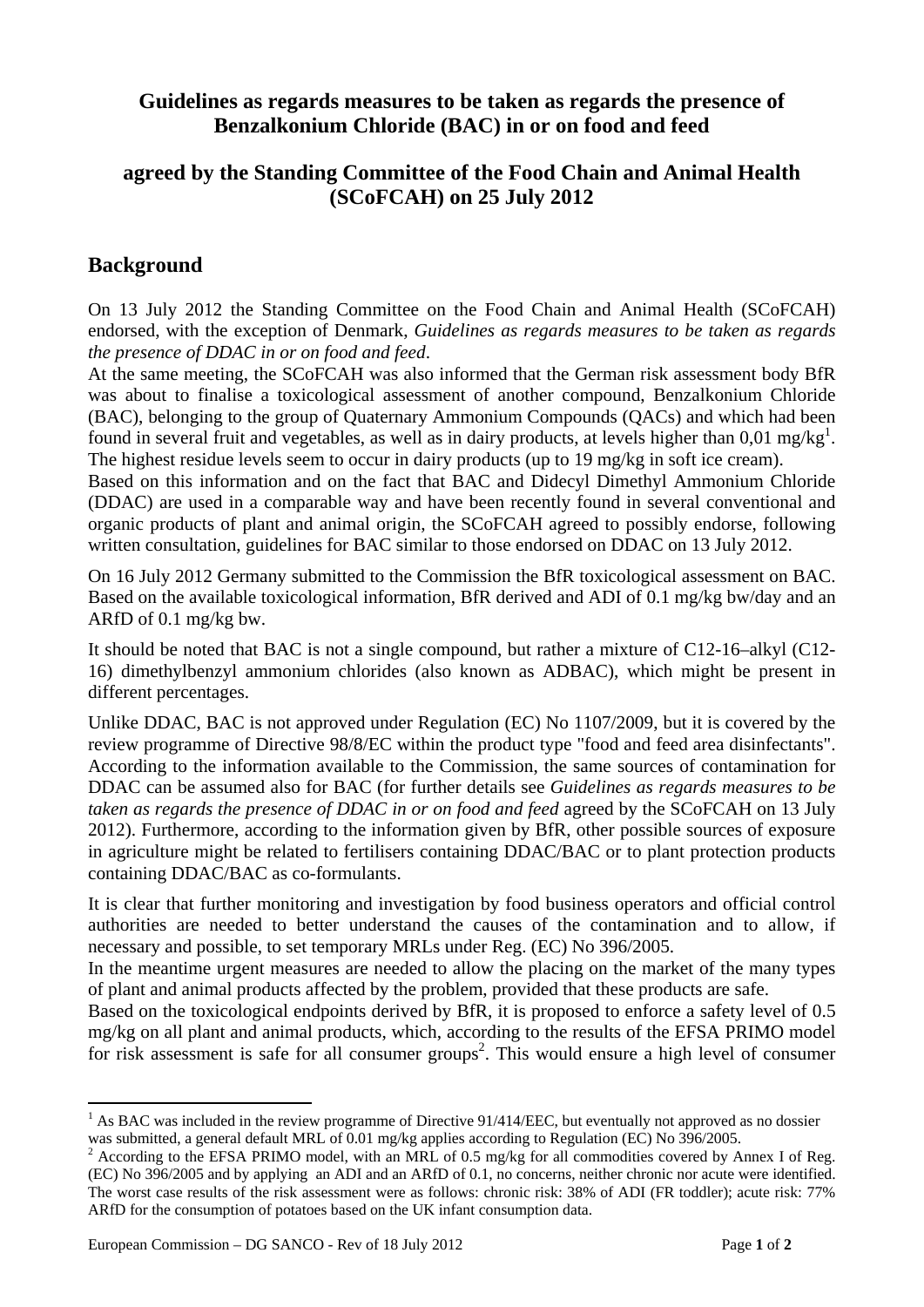## Guidelines as regards measures to be taken as regards the presence of Benzalkonium Chloride (BAC) in or on food and feed

## agreed by the Standing Committee of the Food Chain and Animal Health (SCoFCAH) on 25 July 2012

## Background

On 13 July 2012 the Standing Committee on the Food Chain and Animal Health (SCoFCAH) endorsed, with the exception of Denmark, *Guidelines as regards measures to be taken as regards the presence of DDAC in or on food and feed*.

At the same meeting, the SCoFCAH was also informed that the German risk assessment body BfR was about to finalise a toxicological assessment of another compound, Benzalkonium Chloride (BAC), belonging to the group of Quaternary Ammonium Compounds (QACs) and which had been found in several fruit and vegetables, as well as in dairy products, at levels higher than 0,01 mg/kg[1]. The highest residue levels seem to occur in dairy products (up to 19 mg/kg in soft ice cream).

Based on this information and on the fact that BAC and Didecyl Dimethyl Ammonium Chloride (DDAC) are used in a comparable way and have been recently found in several conventional and organic products of plant and animal origin, the SCoFCAH agreed to possibly endorse, following written consultation, guidelines for BAC similar to those endorsed on DDAC on 13 July 2012.

On 16 July 2012 Germany submitted to the Commission the BfR toxicological assessment on BAC. Based on the available toxicological information, BfR derived and ADI of 0.1 mg/kg bw/day and an ARfD of 0.1 mg/kg bw.

It should be noted that BAC is not a single compound, but rather a mixture of C12-16–alkyl (C12-16) dimethylbenzyl ammonium chlorides (also known as ADBAC), which might be present in different percentages.

Unlike DDAC, BAC is not approved under Regulation (EC) No 1107/2009, but it is covered by the review programme of Directive 98/8/EC within the product type "food and feed area disinfectants". According to the information available to the Commission, the same sources of contamination for DDAC can be assumed also for BAC (for further details see *Guidelines as regards measures to be taken as regards the presence of DDAC in or on food and feed* agreed by the SCoFCAH on 13 July 2012). Furthermore, according to the information given by BfR, other possible sources of exposure in agriculture might be related to fertilisers containing DDAC/BAC or to plant protection products containing DDAC/BAC as co-formulants.

It is clear that further monitoring and investigation by food business operators and official control authorities are needed to better understand the causes of the contamination and to allow, if necessary and possible, to set temporary MRLs under Reg. (EC) No 396/2005.

In the meantime urgent measures are needed to allow the placing on the market of the many types of plant and animal products affected by the problem, provided that these products are safe.

Based on the toxicological endpoints derived by BfR, it is proposed to enforce a safety level of 0.5 mg/kg on all plant and animal products, which, according to the results of the EFSA PRIMO model for risk assessment is safe for all consumer groups[2]. This would ensure a high level of consumer

---

[1] As BAC was included in the review programme of Directive 91/414/EEC, but eventually not approved as no dossier was submitted, a general default MRL of 0.01 mg/kg applies according to Regulation (EC) No 396/2005.

[2] According to the EFSA PRIMO model, with an MRL of 0.5 mg/kg for all commodities covered by Annex I of Reg. (EC) No 396/2005 and by applying an ADI and an ARfD of 0.1, no concerns, neither chronic nor acute were identified. The worst case results of the risk assessment were as follows: chronic risk: 38% of ADI (FR toddler); acute risk: 77% ARfD for the consumption of potatoes based on the UK infant consumption data.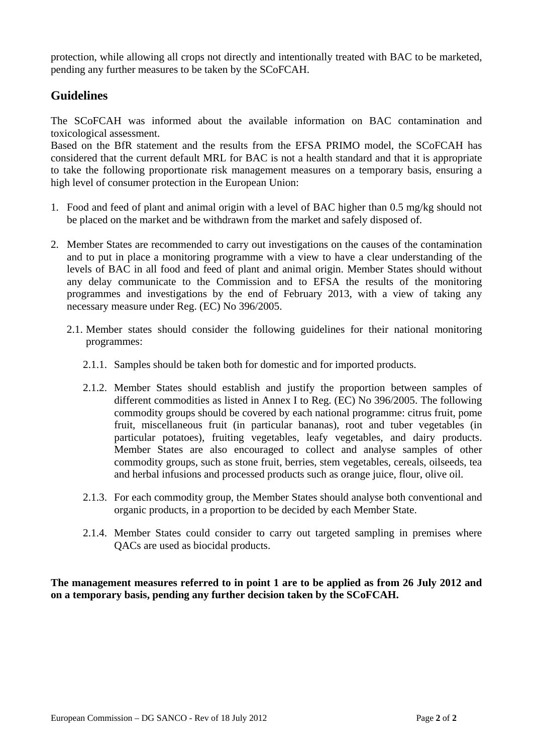protection, while allowing all crops not directly and intentionally treated with BAC to be marketed, pending any further measures to be taken by the SCoFCAH.

## Guidelines

The SCoFCAH was informed about the available information on BAC contamination and toxicological assessment.
Based on the BfR statement and the results from the EFSA PRIMO model, the SCoFCAH has considered that the current default MRL for BAC is not a health standard and that it is appropriate to take the following proportionate risk management measures on a temporary basis, ensuring a high level of consumer protection in the European Union:

1. Food and feed of plant and animal origin with a level of BAC higher than 0.5 mg/kg should not be placed on the market and be withdrawn from the market and safely disposed of.

2. Member States are recommended to carry out investigations on the causes of the contamination and to put in place a monitoring programme with a view to have a clear understanding of the levels of BAC in all food and feed of plant and animal origin. Member States should without any delay communicate to the Commission and to EFSA the results of the monitoring programmes and investigations by the end of February 2013, with a view of taking any necessary measure under Reg. (EC) No 396/2005.

   2.1. Member states should consider the following guidelines for their national monitoring programmes:

   2.1.1. Samples should be taken both for domestic and for imported products.

   2.1.2. Member States should establish and justify the proportion between samples of different commodities as listed in Annex I to Reg. (EC) No 396/2005. The following commodity groups should be covered by each national programme: citrus fruit, pome fruit, miscellaneous fruit (in particular bananas), root and tuber vegetables (in particular potatoes), fruiting vegetables, leafy vegetables, and dairy products. Member States are also encouraged to collect and analyse samples of other commodity groups, such as stone fruit, berries, stem vegetables, cereals, oilseeds, tea and herbal infusions and processed products such as orange juice, flour, olive oil.

   2.1.3. For each commodity group, the Member States should analyse both conventional and organic products, in a proportion to be decided by each Member State.

   2.1.4. Member States could consider to carry out targeted sampling in premises where QACs are used as biocidal products.

**The management measures referred to in point 1 are to be applied as from 26 July 2012 and on a temporary basis, pending any further decision taken by the SCoFCAH.**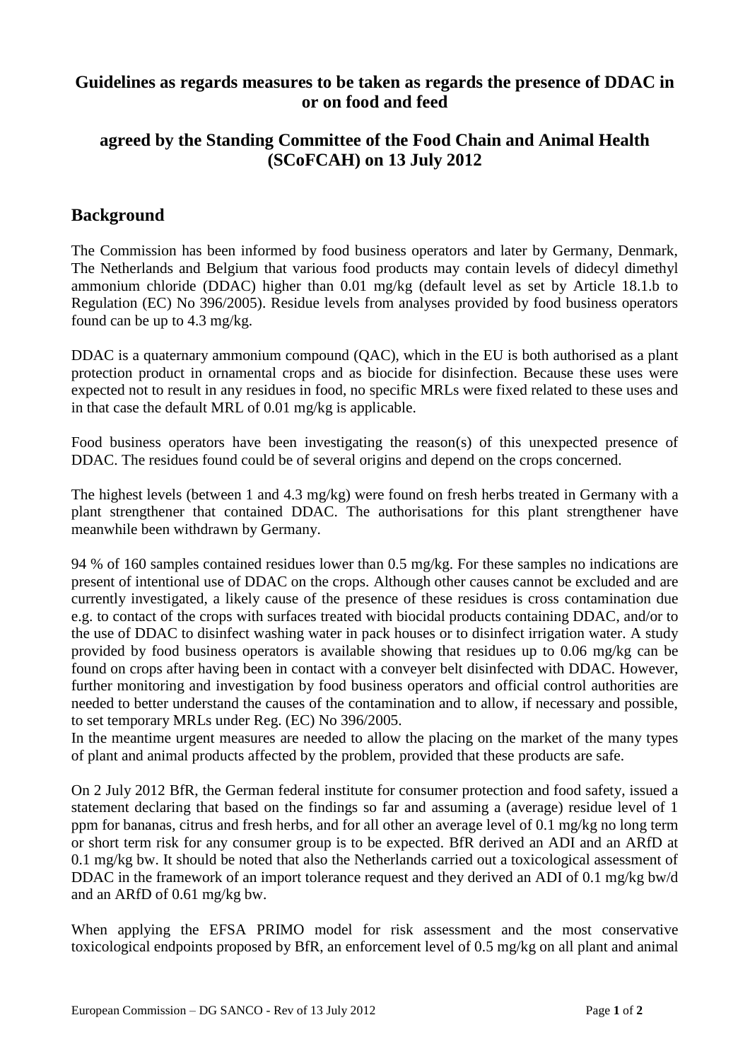## Guidelines as regards measures to be taken as regards the presence of DDAC in or on food and feed

## agreed by the Standing Committee of the Food Chain and Animal Health (SCoFCAH) on 13 July 2012

## Background

The Commission has been informed by food business operators and later by Germany, Denmark, The Netherlands and Belgium that various food products may contain levels of didecyl dimethyl ammonium chloride (DDAC) higher than 0.01 mg/kg (default level as set by Article 18.1.b to Regulation (EC) No 396/2005). Residue levels from analyses provided by food business operators found can be up to 4.3 mg/kg.

DDAC is a quaternary ammonium compound (QAC), which in the EU is both authorised as a plant protection product in ornamental crops and as biocide for disinfection. Because these uses were expected not to result in any residues in food, no specific MRLs were fixed related to these uses and in that case the default MRL of 0.01 mg/kg is applicable.

Food business operators have been investigating the reason(s) of this unexpected presence of DDAC. The residues found could be of several origins and depend on the crops concerned.

The highest levels (between 1 and 4.3 mg/kg) were found on fresh herbs treated in Germany with a plant strengthener that contained DDAC. The authorisations for this plant strengthener have meanwhile been withdrawn by Germany.

94 % of 160 samples contained residues lower than 0.5 mg/kg. For these samples no indications are present of intentional use of DDAC on the crops. Although other causes cannot be excluded and are currently investigated, a likely cause of the presence of these residues is cross contamination due e.g. to contact of the crops with surfaces treated with biocidal products containing DDAC, and/or to the use of DDAC to disinfect washing water in pack houses or to disinfect irrigation water. A study provided by food business operators is available showing that residues up to 0.06 mg/kg can be found on crops after having been in contact with a conveyer belt disinfected with DDAC. However, further monitoring and investigation by food business operators and official control authorities are needed to better understand the causes of the contamination and to allow, if necessary and possible, to set temporary MRLs under Reg. (EC) No 396/2005.
In the meantime urgent measures are needed to allow the placing on the market of the many types of plant and animal products affected by the problem, provided that these products are safe.

On 2 July 2012 BfR, the German federal institute for consumer protection and food safety, issued a statement declaring that based on the findings so far and assuming a (average) residue level of 1 ppm for bananas, citrus and fresh herbs, and for all other an average level of 0.1 mg/kg no long term or short term risk for any consumer group is to be expected. BfR derived an ADI and an ARfD at 0.1 mg/kg bw. It should be noted that also the Netherlands carried out a toxicological assessment of DDAC in the framework of an import tolerance request and they derived an ADI of 0.1 mg/kg bw/d and an ARfD of 0.61 mg/kg bw.

When applying the EFSA PRIMO model for risk assessment and the most conservative toxicological endpoints proposed by BfR, an enforcement level of 0.5 mg/kg on all plant and animal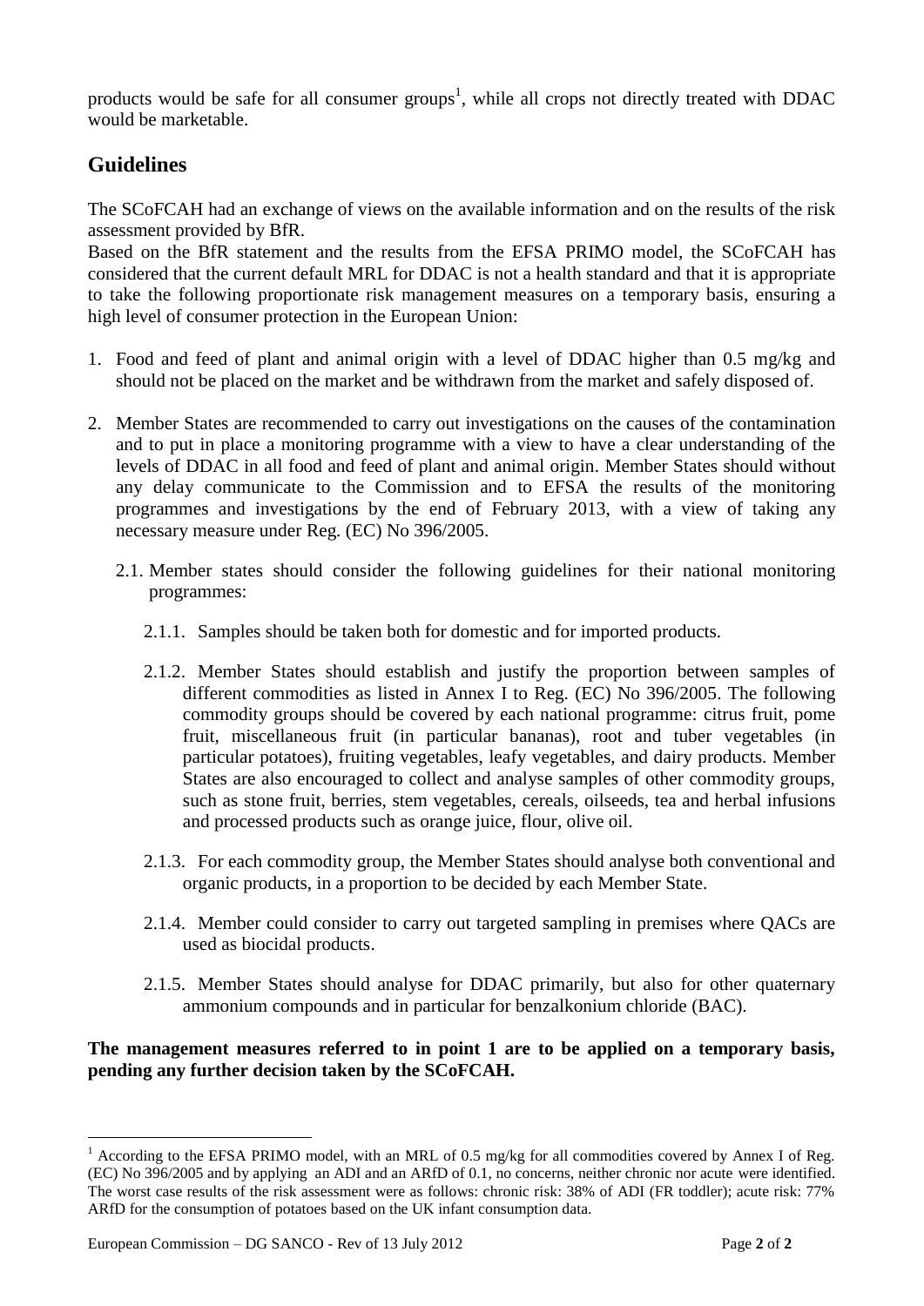products would be safe for all consumer groups[1], while all crops not directly treated with DDAC would be marketable.

## Guidelines

The SCoFCAH had an exchange of views on the available information and on the results of the risk assessment provided by BfR.

Based on the BfR statement and the results from the EFSA PRIMO model, the SCoFCAH has considered that the current default MRL for DDAC is not a health standard and that it is appropriate to take the following proportionate risk management measures on a temporary basis, ensuring a high level of consumer protection in the European Union:

1. Food and feed of plant and animal origin with a level of DDAC higher than 0.5 mg/kg and should not be placed on the market and be withdrawn from the market and safely disposed of.

2. Member States are recommended to carry out investigations on the causes of the contamination and to put in place a monitoring programme with a view to have a clear understanding of the levels of DDAC in all food and feed of plant and animal origin. Member States should without any delay communicate to the Commission and to EFSA the results of the monitoring programmes and investigations by the end of February 2013, with a view of taking any necessary measure under Reg. (EC) No 396/2005.

   2.1. Member states should consider the following guidelines for their national monitoring programmes:

      2.1.1. Samples should be taken both for domestic and for imported products.

      2.1.2. Member States should establish and justify the proportion between samples of different commodities as listed in Annex I to Reg. (EC) No 396/2005. The following commodity groups should be covered by each national programme: citrus fruit, pome fruit, miscellaneous fruit (in particular bananas), root and tuber vegetables (in particular potatoes), fruiting vegetables, leafy vegetables, and dairy products. Member States are also encouraged to collect and analyse samples of other commodity groups, such as stone fruit, berries, stem vegetables, cereals, oilseeds, tea and herbal infusions and processed products such as orange juice, flour, olive oil.

      2.1.3. For each commodity group, the Member States should analyse both conventional and organic products, in a proportion to be decided by each Member State.

      2.1.4. Member could consider to carry out targeted sampling in premises where QACs are used as biocidal products.

      2.1.5. Member States should analyse for DDAC primarily, but also for other quaternary ammonium compounds and in particular for benzalkonium chloride (BAC).

**The management measures referred to in point 1 are to be applied on a temporary basis, pending any further decision taken by the SCoFCAH.**

[1] According to the EFSA PRIMO model, with an MRL of 0.5 mg/kg for all commodities covered by Annex I of Reg. (EC) No 396/2005 and by applying an ADI and an ARfD of 0.1, no concerns, neither chronic nor acute were identified. The worst case results of the risk assessment were as follows: chronic risk: 38% of ADI (FR toddler); acute risk: 77% ARfD for the consumption of potatoes based on the UK infant consumption data.